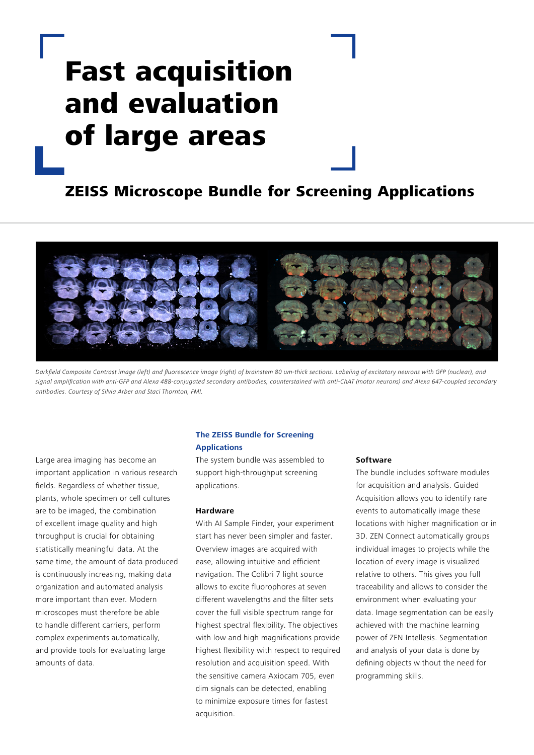# Fast acquisition and evaluation of large areas

## ZEISS Microscope Bundle for Screening Applications

*Darkfield Composite Contrast image (left) and fluorescence image (right) of brainstem 80 um-thick sections. Labeling of excitatory neurons with GFP (nuclear), and signal amplification with anti-GFP and Alexa 488-conjugated secondary antibodies, counterstained with anti-ChAT (motor neurons) and Alexa 647-coupled secondary antibodies. Courtesy of Silvia Arber and Staci Thornton, FMI.*

Large area imaging has become an important application in various research fields. Regardless of whether tissue, plants, whole specimen or cell cultures are to be imaged, the combination of excellent image quality and high throughput is crucial for obtaining statistically meaningful data. At the same time, the amount of data produced is continuously increasing, making data organization and automated analysis more important than ever. Modern microscopes must therefore be able to handle different carriers, perform complex experiments automatically, and provide tools for evaluating large amounts of data.

### The ZEISS Bundle for Screening Applications

The system bundle was assembled to support high-throughput screening applications.

#### Hardware

With AI Sample Finder, your experiment start has never been simpler and faster. Overview images are acquired with ease, allowing intuitive and efficient navigation. The Colibri 7 light source allows to excite fluorophores at seven different wavelengths and the filter sets cover the full visible spectrum range for highest spectral flexibility. The objectives with low and high magnifications provide highest flexibility with respect to required resolution and acquisition speed. With the sensitive camera Axiocam 705, even dim signals can be detected, enabling to minimize exposure times for fastest acquisition.

#### Software

The bundle includes software modules for acquisition and analysis. Guided Acquisition allows you to identify rare events to automatically image these locations with higher magnification or in 3D. ZEN Connect automatically groups individual images to projects while the location of every image is visualized relative to others. This gives you full traceability and allows to consider the environment when evaluating your data. Image segmentation can be easily achieved with the machine learning power of ZEN Intellesis. Segmentation and analysis of your data is done by defining objects without the need for programming skills.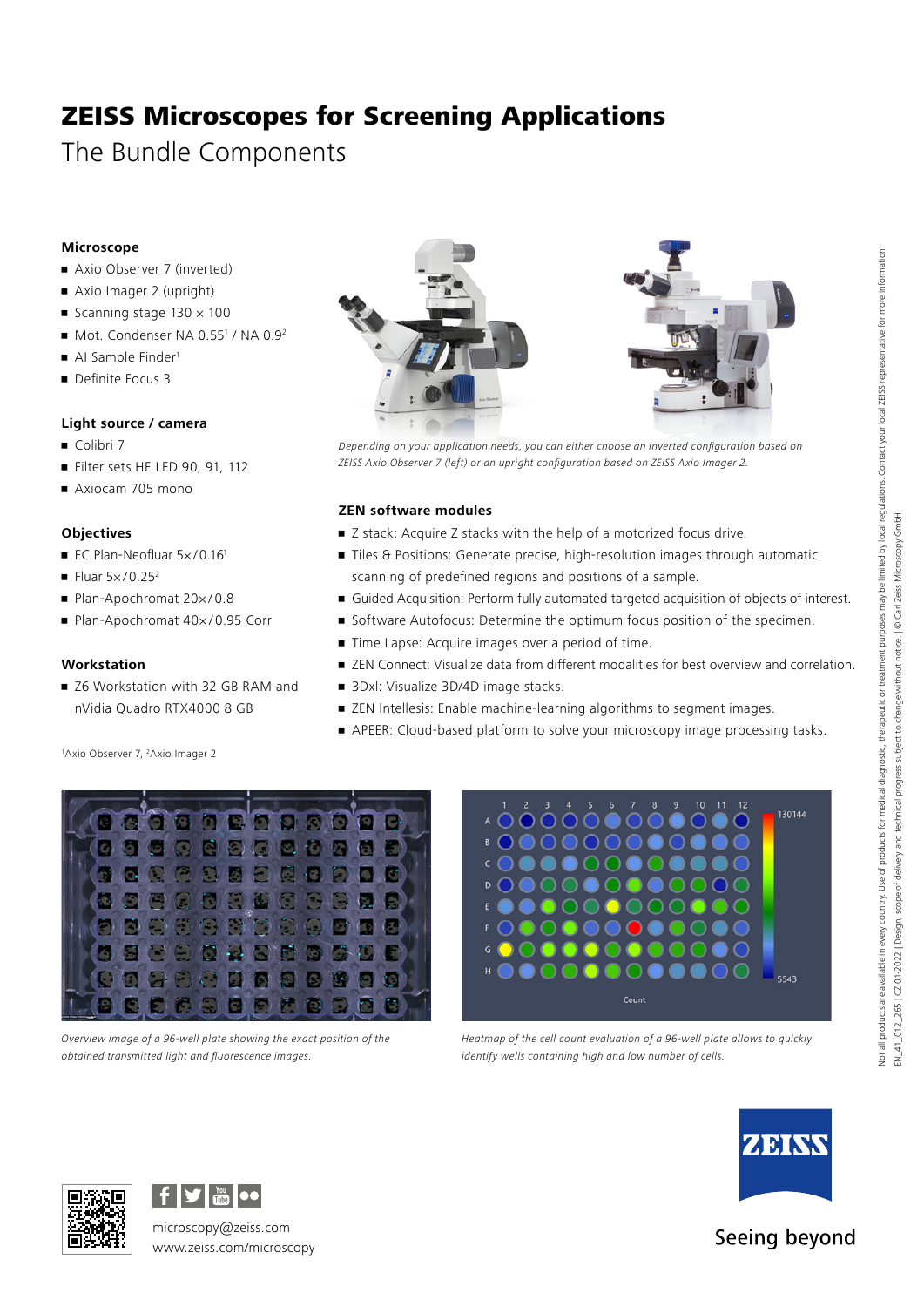# ZEISS Microscopes for Screening Applications

## The Bundle Components

### Microscope

- Axio Observer 7 (inverted)
- Axio Imager 2 (upright)
- Scanning stage 130 × 100
- Mot. Condenser NA 0.55[1] / NA 0.9[2]
- AI Sample Finder[1]
- Definite Focus 3

### Light source / camera

- Colibri 7
- Filter sets HE LED 90, 91, 112
- Axiocam 705 mono

### Objectives

- EC Plan-Neofluar 5×/0.16[1]
- Fluar 5×/0.25[2]
- Plan-Apochromat 20×/0.8
- Plan-Apochromat 40×/0.95 Corr

### Workstation

- Z6 Workstation with 32 GB RAM and nVidia Quadro RTX4000 8 GB

[1]Axio Observer 7, [2]Axio Imager 2

*Depending on your application needs, you can either choose an inverted configuration based on ZEISS Axio Observer 7 (left) or an upright configuration based on ZEISS Axio Imager 2.*

### ZEN software modules

- Z stack: Acquire Z stacks with the help of a motorized focus drive.
- Tiles & Positions: Generate precise, high-resolution images through automatic scanning of predefined regions and positions of a sample.
- Guided Acquisition: Perform fully automated targeted acquisition of objects of interest.
- Software Autofocus: Determine the optimum focus position of the specimen.
- Time Lapse: Acquire images over a period of time.
- ZEN Connect: Visualize data from different modalities for best overview and correlation.
- 3Dxl: Visualize 3D/4D image stacks.
- ZEN Intellesis: Enable machine-learning algorithms to segment images.
- APEER: Cloud-based platform to solve your microscopy image processing tasks.

*Overview image of a 96-well plate showing the exact position of the obtained transmitted light and fluorescence images.*

1 2 3 4 5 6 7 8 9 10 11 12
A B C D E F G H
130144
5543
Count

*Heatmap of the cell count evaluation of a 96-well plate allows to quickly identify wells containing high and low number of cells.*

Not all products are available in every country. Use of products for medical diagnostic, therapeutic or treatment purposes may be limited by local regulations. Contact your local ZEISS representative for more information.
EN_41_012_265 | CZ 01-2022 | Design, scope of delivery and technical progress subject to change without notice. | © Carl Zeiss Microscopy GmbH

microscopy@zeiss.com
www.zeiss.com/microscopy

Seeing beyond